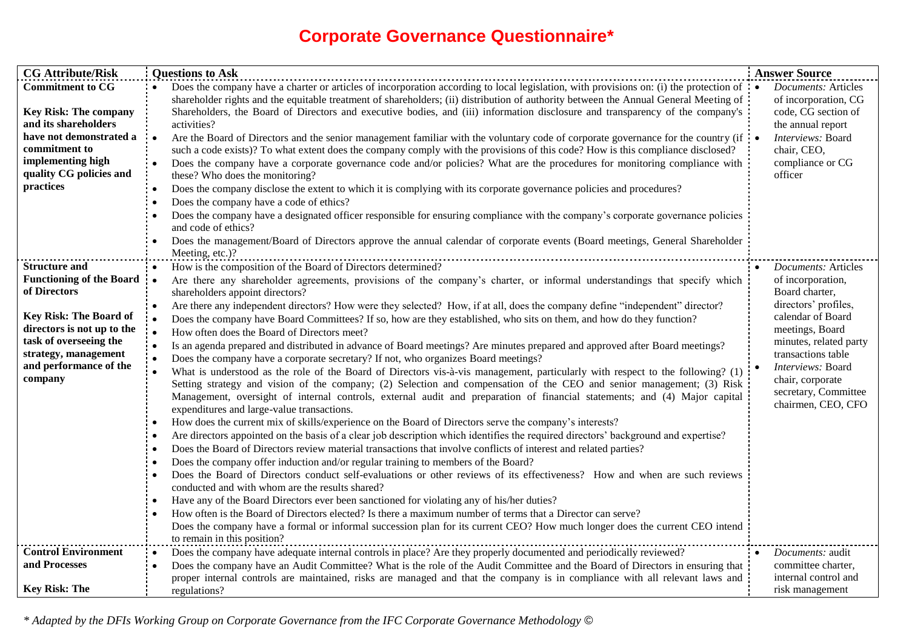# Corporate Governance Questionnaire*

| CG Attribute/Risk | Questions to Ask | Answer Source |
|---|---|---|
| **Commitment to CG**<br><br>**Key Risk: The company and its shareholders have not demonstrated a commitment to implementing high quality CG policies and practices** | • Does the company have a charter or articles of incorporation according to local legislation, with provisions on: (i) the protection of shareholder rights and the equitable treatment of shareholders; (ii) distribution of authority between the Annual General Meeting of Shareholders, the Board of Directors and executive bodies, and (iii) information disclosure and transparency of the company's activities?<br>• Are the Board of Directors and the senior management familiar with the voluntary code of corporate governance for the country (if such a code exists)? To what extent does the company comply with the provisions of this code? How is this compliance disclosed?<br>• Does the company have a corporate governance code and/or policies? What are the procedures for monitoring compliance with these? Who does the monitoring?<br>• Does the company disclose the extent to which it is complying with its corporate governance policies and procedures?<br>• Does the company have a code of ethics?<br>• Does the company have a designated officer responsible for ensuring compliance with the company's corporate governance policies and code of ethics?<br>• Does the management/Board of Directors approve the annual calendar of corporate events (Board meetings, General Shareholder Meeting, etc.)? | • *Documents:* Articles of incorporation, CG code, CG section of the annual report<br>• *Interviews:* Board chair, CEO, compliance or CG officer |
| **Structure and Functioning of the Board of Directors**<br><br>**Key Risk: The Board of directors is not up to the task of overseeing the strategy, management and performance of the company** | • How is the composition of the Board of Directors determined?<br>• Are there any shareholder agreements, provisions of the company's charter, or informal understandings that specify which shareholders appoint directors?<br>• Are there any independent directors? How were they selected? How, if at all, does the company define "independent" director?<br>• Does the company have Board Committees? If so, how are they established, who sits on them, and how do they function?<br>• How often does the Board of Directors meet?<br>• Is an agenda prepared and distributed in advance of Board meetings? Are minutes prepared and approved after Board meetings?<br>• Does the company have a corporate secretary? If not, who organizes Board meetings?<br>• What is understood as the role of the Board of Directors vis-à-vis management, particularly with respect to the following? (1) Setting strategy and vision of the company; (2) Selection and compensation of the CEO and senior management; (3) Risk Management, oversight of internal controls, external audit and preparation of financial statements; and (4) Major capital expenditures and large-value transactions.<br>• How does the current mix of skills/experience on the Board of Directors serve the company's interests?<br>• Are directors appointed on the basis of a clear job description which identifies the required directors' background and expertise?<br>• Does the Board of Directors review material transactions that involve conflicts of interest and related parties?<br>• Does the company offer induction and/or regular training to members of the Board?<br>• Does the Board of Directors conduct self-evaluations or other reviews of its effectiveness? How and when are such reviews conducted and with whom are the results shared?<br>• Have any of the Board Directors ever been sanctioned for violating any of his/her duties?<br>• How often is the Board of Directors elected? Is there a maximum number of terms that a Director can serve?<br>Does the company have a formal or informal succession plan for its current CEO? How much longer does the current CEO intend to remain in this position? | • *Documents:* Articles of incorporation, Board charter, directors' profiles, calendar of Board meetings, Board minutes, related party transactions table<br>• *Interviews:* Board chair, corporate secretary, Committee chairmen, CEO, CFO |
| **Control Environment and Processes**<br><br>**Key Risk: The** | • Does the company have adequate internal controls in place? Are they properly documented and periodically reviewed?<br>• Does the company have an Audit Committee? What is the role of the Audit Committee and the Board of Directors in ensuring that proper internal controls are maintained, risks are managed and that the company is in compliance with all relevant laws and regulations? | • *Documents:* audit committee charter, internal control and risk management |

*\* Adapted by the DFIs Working Group on Corporate Governance from the IFC Corporate Governance Methodology ©*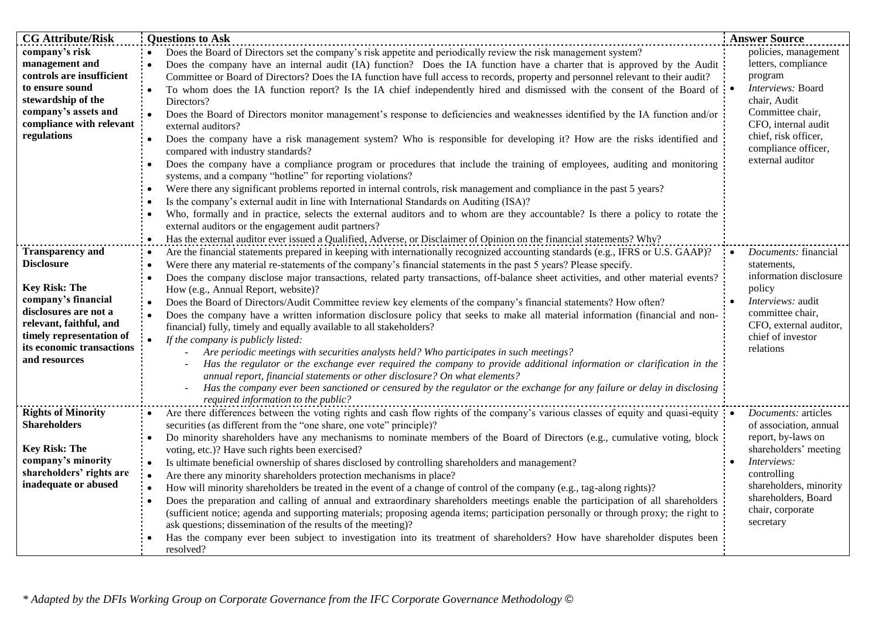| CG Attribute/Risk | Questions to Ask | Answer Source |
|---|---|---|
| **company's risk management and controls are insufficient to ensure sound stewardship of the company's assets and compliance with relevant regulations** | • Does the Board of Directors set the company's risk appetite and periodically review the risk management system?<br>• Does the company have an internal audit (IA) function? Does the IA function have a charter that is approved by the Audit Committee or Board of Directors? Does the IA function have full access to records, property and personnel relevant to their audit?<br>• To whom does the IA function report? Is the IA chief independently hired and dismissed with the consent of the Board of Directors?<br>• Does the Board of Directors monitor management's response to deficiencies and weaknesses identified by the IA function and/or external auditors?<br>• Does the company have a risk management system? Who is responsible for developing it? How are the risks identified and compared with industry standards?<br>• Does the company have a compliance program or procedures that include the training of employees, auditing and monitoring systems, and a company "hotline" for reporting violations?<br>• Were there any significant problems reported in internal controls, risk management and compliance in the past 5 years?<br>• Is the company's external audit in line with International Standards on Auditing (ISA)?<br>• Who, formally and in practice, selects the external auditors and to whom are they accountable? Is there a policy to rotate the external auditors or the engagement audit partners?<br>• Has the external auditor ever issued a Qualified, Adverse, or Disclaimer of Opinion on the financial statements? Why? | policies, management letters, compliance program<br>• *Interviews:* Board chair, Audit Committee chair, CFO, internal audit chief, risk officer, compliance officer, external auditor |
| **Transparency and Disclosure**<br><br>**Key Risk: The company's financial disclosures are not a relevant, faithful, and timely representation of its economic transactions and resources** | • Are the financial statements prepared in keeping with internationally recognized accounting standards (e.g., IFRS or U.S. GAAP)?<br>• Were there any material re-statements of the company's financial statements in the past 5 years? Please specify.<br>• Does the company disclose major transactions, related party transactions, off-balance sheet activities, and other material events? How (e.g., Annual Report, website)?<br>• Does the Board of Directors/Audit Committee review key elements of the company's financial statements? How often?<br>• Does the company have a written information disclosure policy that seeks to make all material information (financial and non-financial) fully, timely and equally available to all stakeholders?<br>• *If the company is publicly listed:*<br>- *Are periodic meetings with securities analysts held? Who participates in such meetings?*<br>- *Has the regulator or the exchange ever required the company to provide additional information or clarification in the annual report, financial statements or other disclosure? On what elements?*<br>- *Has the company ever been sanctioned or censured by the regulator or the exchange for any failure or delay in disclosing required information to the public?* | • *Documents:* financial statements, information disclosure policy<br>• *Interviews:* audit committee chair, CFO, external auditor, chief of investor relations |
| **Rights of Minority Shareholders**<br><br>**Key Risk: The company's minority shareholders' rights are inadequate or abused** | • Are there differences between the voting rights and cash flow rights of the company's various classes of equity and quasi-equity securities (as different from the "one share, one vote" principle)?<br>• Do minority shareholders have any mechanisms to nominate members of the Board of Directors (e.g., cumulative voting, block voting, etc.)? Have such rights been exercised?<br>• Is ultimate beneficial ownership of shares disclosed by controlling shareholders and management?<br>• Are there any minority shareholders protection mechanisms in place?<br>• How will minority shareholders be treated in the event of a change of control of the company (e.g., tag-along rights)?<br>• Does the preparation and calling of annual and extraordinary shareholders meetings enable the participation of all shareholders (sufficient notice; agenda and supporting materials; proposing agenda items; participation personally or through proxy; the right to ask questions; dissemination of the results of the meeting)?<br>• Has the company ever been subject to investigation into its treatment of shareholders? How have shareholder disputes been resolved? | • *Documents:* articles of association, annual report, by-laws on shareholders' meeting<br>• *Interviews:* controlling shareholders, minority shareholders, Board chair, corporate secretary |

*\* Adapted by the DFIs Working Group on Corporate Governance from the IFC Corporate Governance Methodology ©*